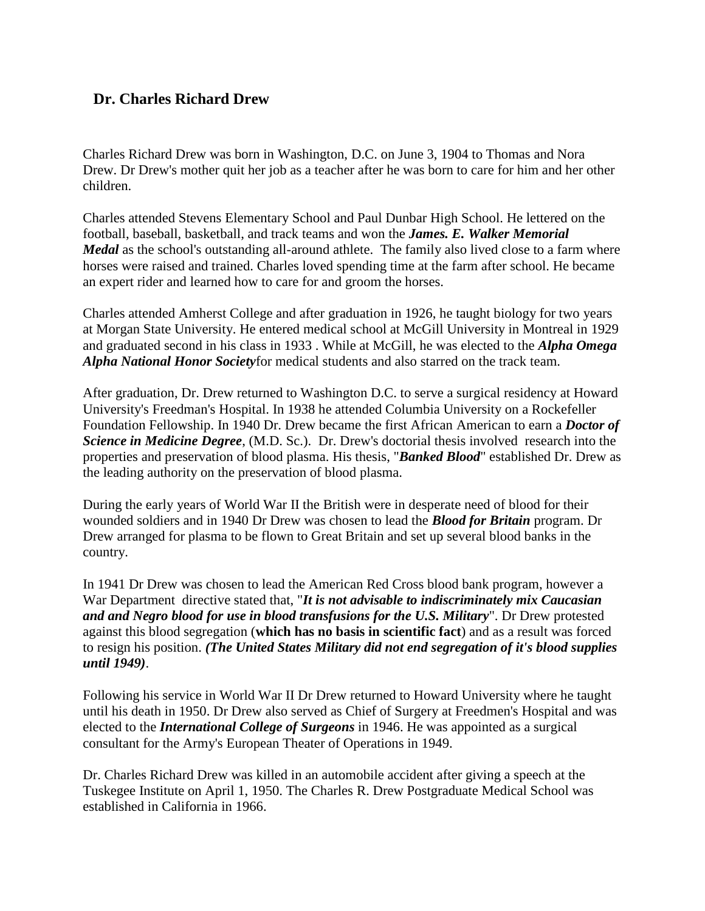## Dr. Charles Richard Drew

Charles Richard Drew was born in Washington, D.C. on June 3, 1904 to Thomas and Nora Drew. Dr Drew's mother quit her job as a teacher after he was born to care for him and her other children.

Charles attended Stevens Elementary School and Paul Dunbar High School. He lettered on the football, baseball, basketball, and track teams and won the ***James. E. Walker Memorial Medal*** as the school's outstanding all-around athlete. The family also lived close to a farm where horses were raised and trained. Charles loved spending time at the farm after school. He became an expert rider and learned how to care for and groom the horses.

Charles attended Amherst College and after graduation in 1926, he taught biology for two years at Morgan State University. He entered medical school at McGill University in Montreal in 1929 and graduated second in his class in 1933 . While at McGill, he was elected to the ***Alpha Omega Alpha National Honor Society***for medical students and also starred on the track team.

After graduation, Dr. Drew returned to Washington D.C. to serve a surgical residency at Howard University's Freedman's Hospital. In 1938 he attended Columbia University on a Rockefeller Foundation Fellowship. In 1940 Dr. Drew became the first African American to earn a ***Doctor of Science in Medicine Degree***, (M.D. Sc.). Dr. Drew's doctorial thesis involved research into the properties and preservation of blood plasma. His thesis, "***Banked Blood***" established Dr. Drew as the leading authority on the preservation of blood plasma.

During the early years of World War II the British were in desperate need of blood for their wounded soldiers and in 1940 Dr Drew was chosen to lead the ***Blood for Britain*** program. Dr Drew arranged for plasma to be flown to Great Britain and set up several blood banks in the country.

In 1941 Dr Drew was chosen to lead the American Red Cross blood bank program, however a War Department directive stated that, "***It is not advisable to indiscriminately mix Caucasian and and Negro blood for use in blood transfusions for the U.S. Military***". Dr Drew protested against this blood segregation (**which has no basis in scientific fact**) and as a result was forced to resign his position. ***(The United States Military did not end segregation of it's blood supplies until 1949)***.

Following his service in World War II Dr Drew returned to Howard University where he taught until his death in 1950. Dr Drew also served as Chief of Surgery at Freedmen's Hospital and was elected to the ***International College of Surgeons*** in 1946. He was appointed as a surgical consultant for the Army's European Theater of Operations in 1949.

Dr. Charles Richard Drew was killed in an automobile accident after giving a speech at the Tuskegee Institute on April 1, 1950. The Charles R. Drew Postgraduate Medical School was established in California in 1966.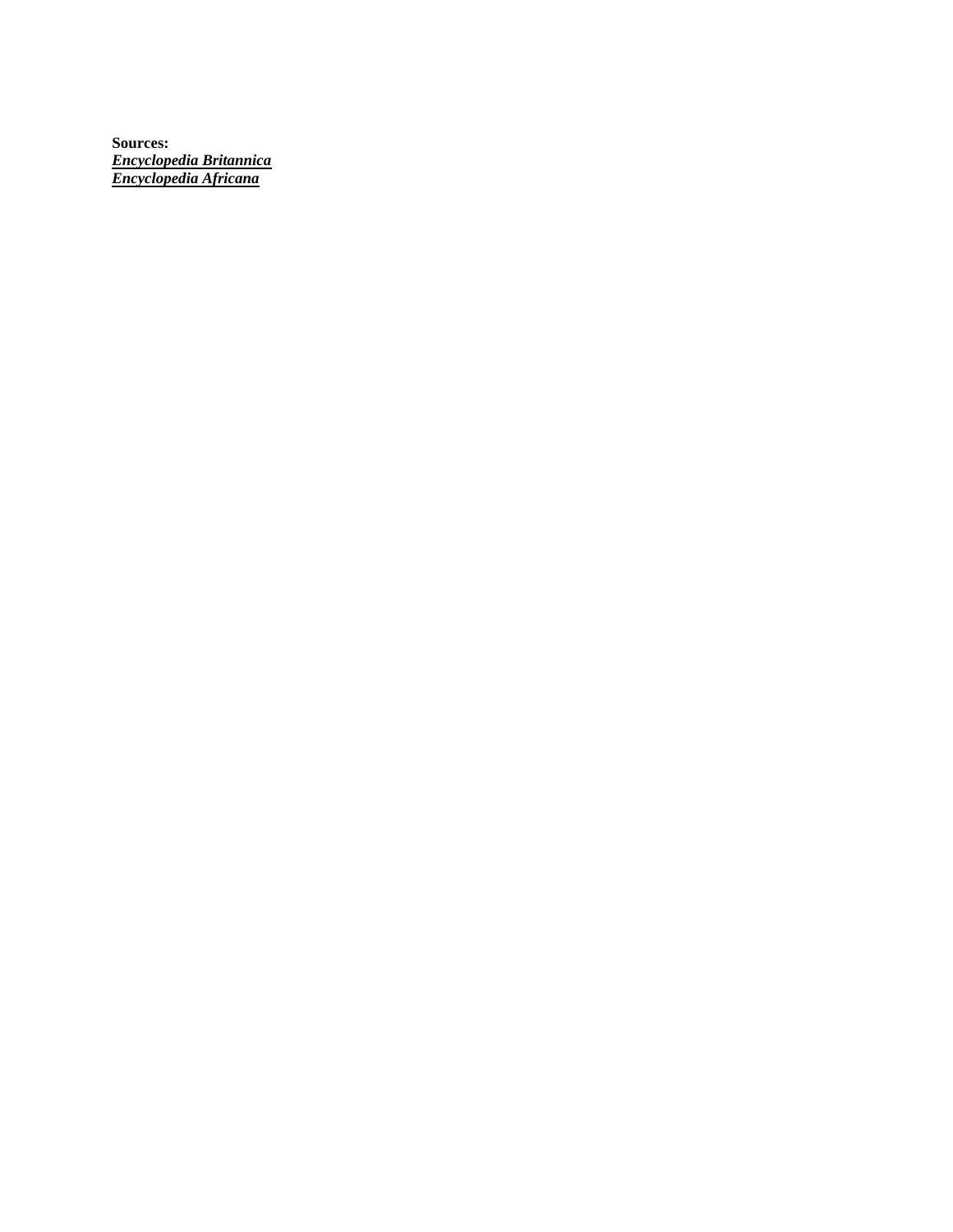**Sources:**
***Encyclopedia Britannica***
***Encyclopedia Africana***